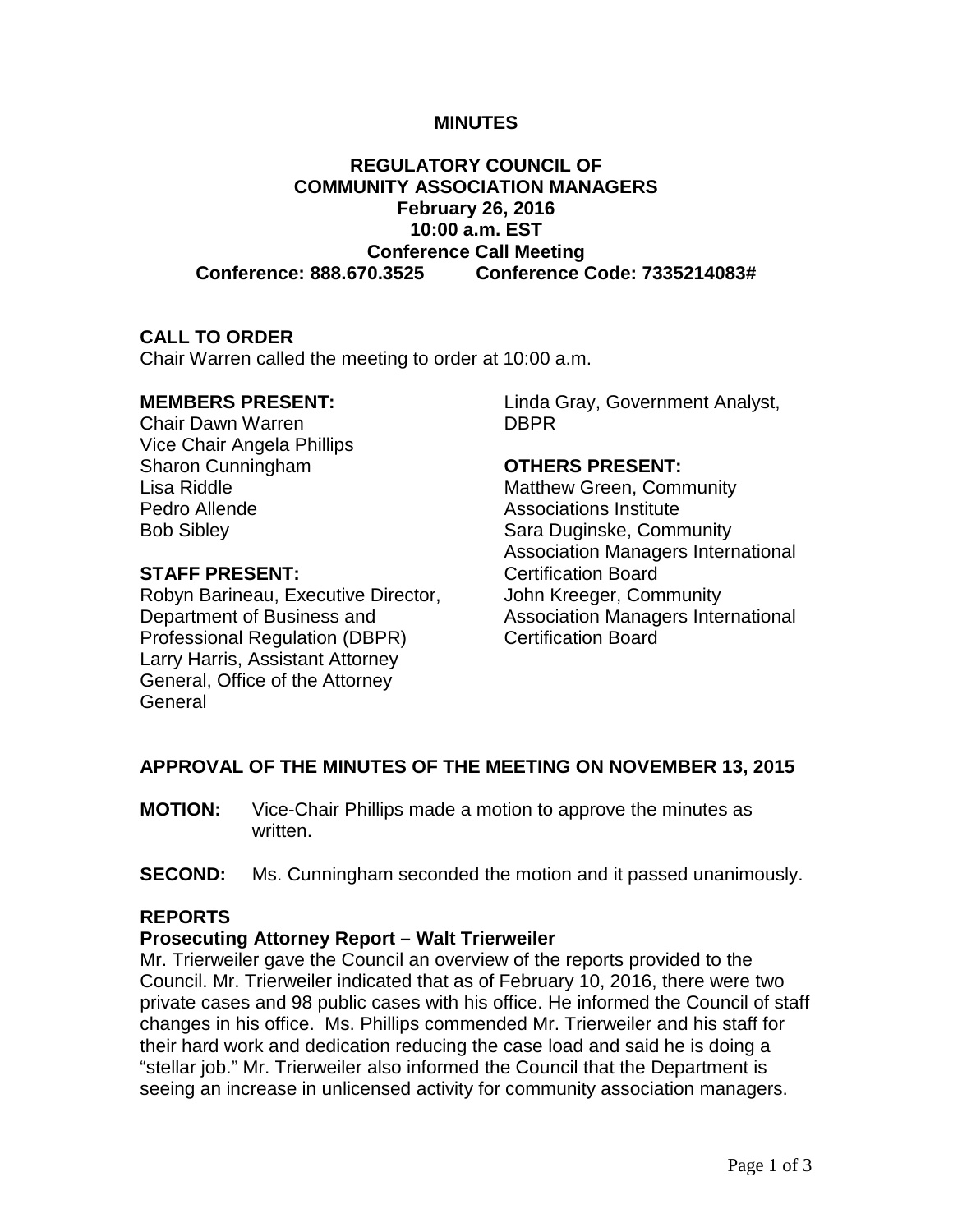# MINUTES

## REGULATORY COUNCIL OF COMMUNITY ASSOCIATION MANAGERS

**February 26, 2016**
**10:00 a.m. EST**
**Conference Call Meeting**
**Conference: 888.670.3525 Conference Code: 7335214083#**

### CALL TO ORDER

Chair Warren called the meeting to order at 10:00 a.m.

**MEMBERS PRESENT:**
Chair Dawn Warren
Vice Chair Angela Phillips
Sharon Cunningham
Lisa Riddle
Pedro Allende
Bob Sibley

**STAFF PRESENT:**
Robyn Barineau, Executive Director, Department of Business and Professional Regulation (DBPR)
Larry Harris, Assistant Attorney General, Office of the Attorney General
Linda Gray, Government Analyst, DBPR

**OTHERS PRESENT:**
Matthew Green, Community Associations Institute
Sara Duginske, Community Association Managers International Certification Board
John Kreeger, Community Association Managers International Certification Board

### APPROVAL OF THE MINUTES OF THE MEETING ON NOVEMBER 13, 2015

**MOTION:** Vice-Chair Phillips made a motion to approve the minutes as written.

**SECOND:** Ms. Cunningham seconded the motion and it passed unanimously.

### REPORTS

**Prosecuting Attorney Report – Walt Trierweiler**

Mr. Trierweiler gave the Council an overview of the reports provided to the Council. Mr. Trierweiler indicated that as of February 10, 2016, there were two private cases and 98 public cases with his office. He informed the Council of staff changes in his office. Ms. Phillips commended Mr. Trierweiler and his staff for their hard work and dedication reducing the case load and said he is doing a "stellar job." Mr. Trierweiler also informed the Council that the Department is seeing an increase in unlicensed activity for community association managers.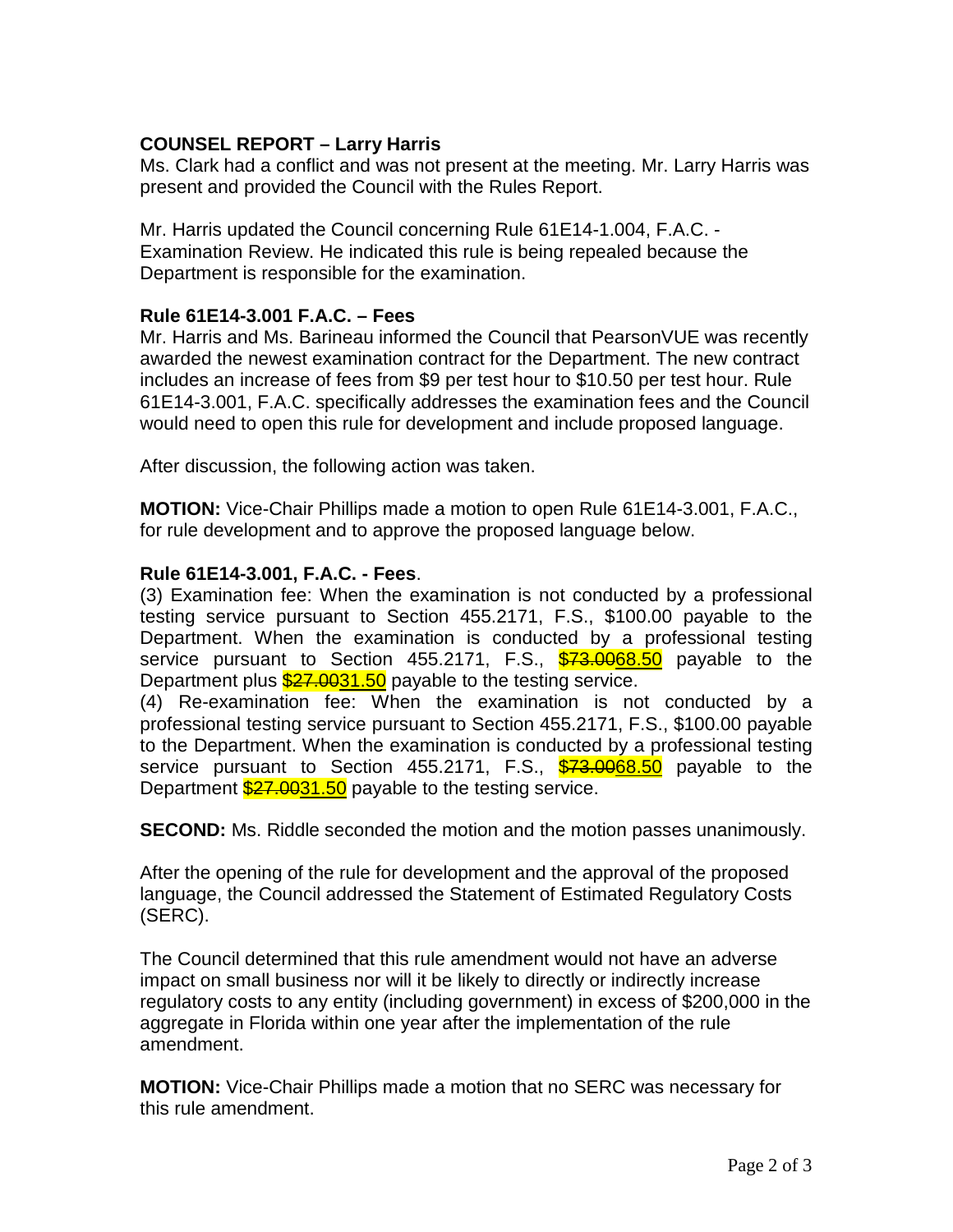**COUNSEL REPORT – Larry Harris**

Ms. Clark had a conflict and was not present at the meeting. Mr. Larry Harris was present and provided the Council with the Rules Report.

Mr. Harris updated the Council concerning Rule 61E14-1.004, F.A.C. - Examination Review. He indicated this rule is being repealed because the Department is responsible for the examination.

**Rule 61E14-3.001 F.A.C. – Fees**

Mr. Harris and Ms. Barineau informed the Council that PearsonVUE was recently awarded the newest examination contract for the Department. The new contract includes an increase of fees from $9 per test hour to $10.50 per test hour. Rule 61E14-3.001, F.A.C. specifically addresses the examination fees and the Council would need to open this rule for development and include proposed language.

After discussion, the following action was taken.

**MOTION:** Vice-Chair Phillips made a motion to open Rule 61E14-3.001, F.A.C., for rule development and to approve the proposed language below.

**Rule 61E14-3.001, F.A.C. - Fees**.

(3) Examination fee: When the examination is not conducted by a professional testing service pursuant to Section 455.2171, F.S., $100.00 payable to the Department. When the examination is conducted by a professional testing service pursuant to Section 455.2171, F.S., ~~$73.00~~<u>68.50</u> payable to the Department plus ~~$27.00~~<u>31.50</u> payable to the testing service.

(4) Re-examination fee: When the examination is not conducted by a professional testing service pursuant to Section 455.2171, F.S., $100.00 payable to the Department. When the examination is conducted by a professional testing service pursuant to Section 455.2171, F.S., ~~$73.00~~<u>68.50</u> payable to the Department ~~$27.00~~<u>31.50</u> payable to the testing service.

**SECOND:** Ms. Riddle seconded the motion and the motion passes unanimously.

After the opening of the rule for development and the approval of the proposed language, the Council addressed the Statement of Estimated Regulatory Costs (SERC).

The Council determined that this rule amendment would not have an adverse impact on small business nor will it be likely to directly or indirectly increase regulatory costs to any entity (including government) in excess of $200,000 in the aggregate in Florida within one year after the implementation of the rule amendment.

**MOTION:** Vice-Chair Phillips made a motion that no SERC was necessary for this rule amendment.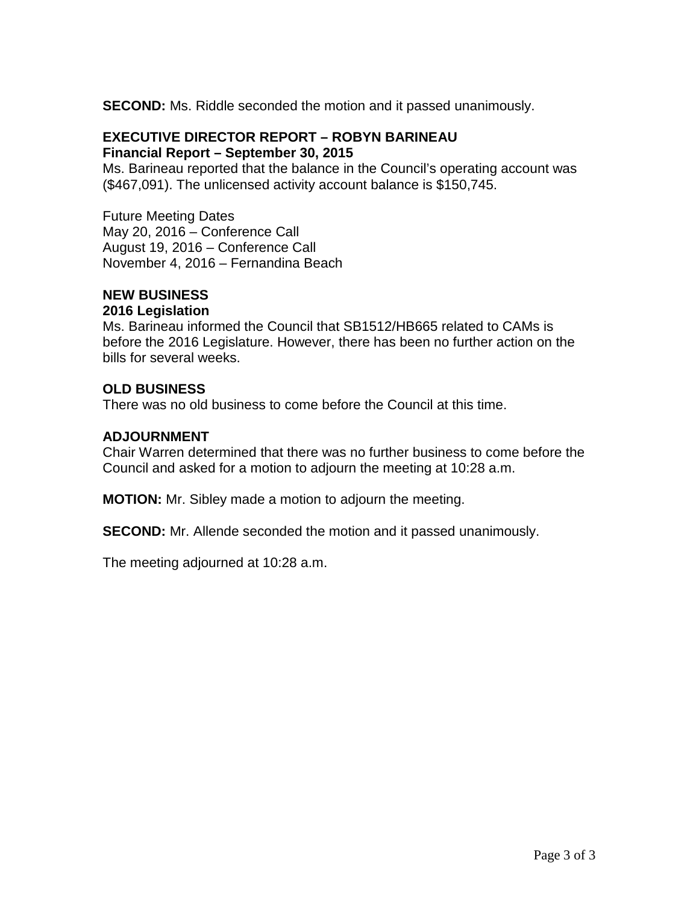**SECOND:** Ms. Riddle seconded the motion and it passed unanimously.

## EXECUTIVE DIRECTOR REPORT – ROBYN BARINEAU

### Financial Report – September 30, 2015

Ms. Barineau reported that the balance in the Council's operating account was ($467,091). The unlicensed activity account balance is $150,745.

Future Meeting Dates
May 20, 2016 – Conference Call
August 19, 2016 – Conference Call
November 4, 2016 – Fernandina Beach

## NEW BUSINESS

### 2016 Legislation

Ms. Barineau informed the Council that SB1512/HB665 related to CAMs is before the 2016 Legislature. However, there has been no further action on the bills for several weeks.

## OLD BUSINESS

There was no old business to come before the Council at this time.

## ADJOURNMENT

Chair Warren determined that there was no further business to come before the Council and asked for a motion to adjourn the meeting at 10:28 a.m.

**MOTION:** Mr. Sibley made a motion to adjourn the meeting.

**SECOND:** Mr. Allende seconded the motion and it passed unanimously.

The meeting adjourned at 10:28 a.m.